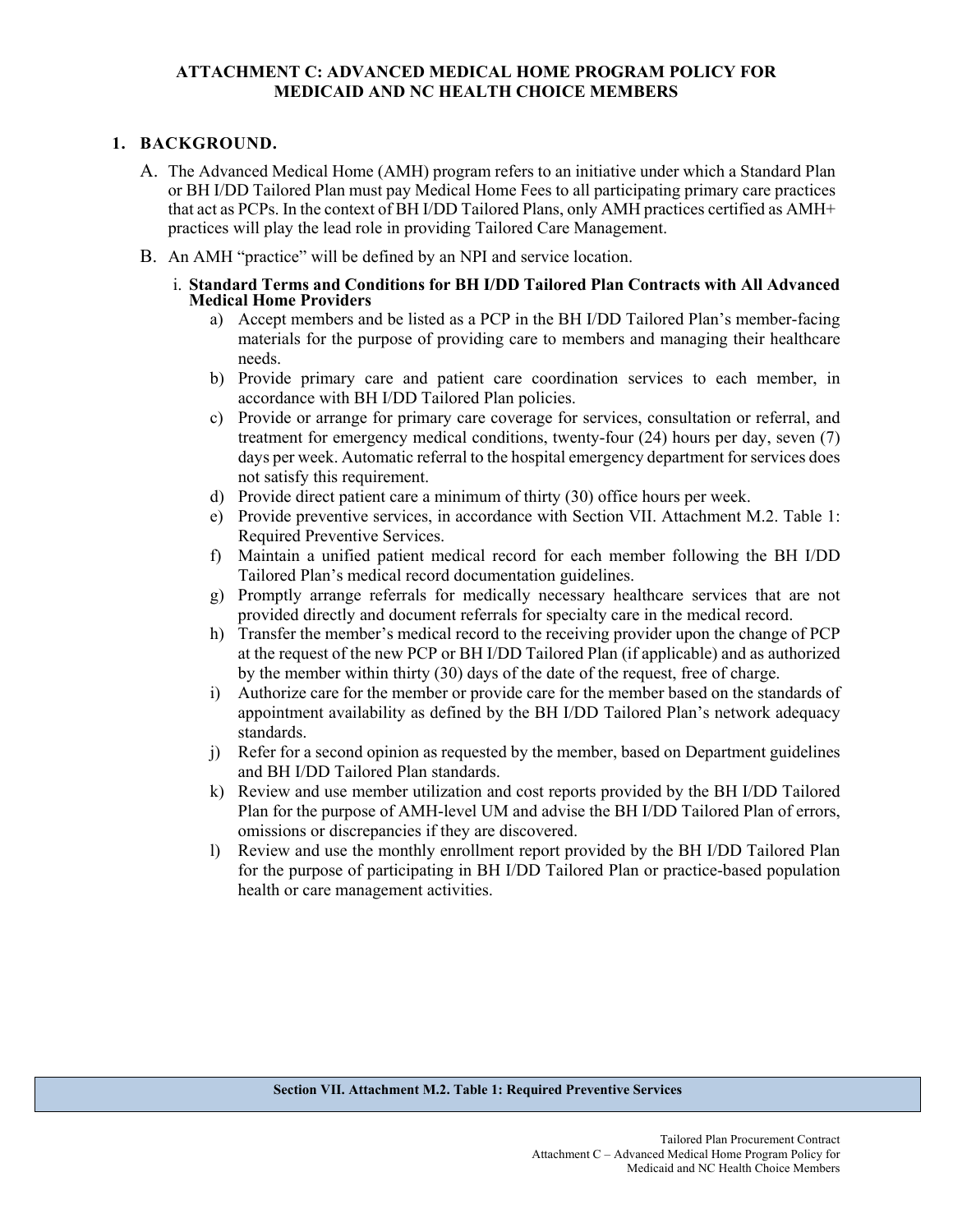# ATTACHMENT C: ADVANCED MEDICAL HOME PROGRAM POLICY FOR MEDICAID AND NC HEALTH CHOICE MEMBERS

## 1. BACKGROUND.

A. The Advanced Medical Home (AMH) program refers to an initiative under which a Standard Plan or BH I/DD Tailored Plan must pay Medical Home Fees to all participating primary care practices that act as PCPs. In the context of BH I/DD Tailored Plans, only AMH practices certified as AMH+ practices will play the lead role in providing Tailored Care Management.

B. An AMH "practice" will be defined by an NPI and service location.

i. **Standard Terms and Conditions for BH I/DD Tailored Plan Contracts with All Advanced Medical Home Providers**

a) Accept members and be listed as a PCP in the BH I/DD Tailored Plan's member-facing materials for the purpose of providing care to members and managing their healthcare needs.

b) Provide primary care and patient care coordination services to each member, in accordance with BH I/DD Tailored Plan policies.

c) Provide or arrange for primary care coverage for services, consultation or referral, and treatment for emergency medical conditions, twenty-four (24) hours per day, seven (7) days per week. Automatic referral to the hospital emergency department for services does not satisfy this requirement.

d) Provide direct patient care a minimum of thirty (30) office hours per week.

e) Provide preventive services, in accordance with Section VII. Attachment M.2. Table 1: Required Preventive Services.

f) Maintain a unified patient medical record for each member following the BH I/DD Tailored Plan's medical record documentation guidelines.

g) Promptly arrange referrals for medically necessary healthcare services that are not provided directly and document referrals for specialty care in the medical record.

h) Transfer the member's medical record to the receiving provider upon the change of PCP at the request of the new PCP or BH I/DD Tailored Plan (if applicable) and as authorized by the member within thirty (30) days of the date of the request, free of charge.

i) Authorize care for the member or provide care for the member based on the standards of appointment availability as defined by the BH I/DD Tailored Plan's network adequacy standards.

j) Refer for a second opinion as requested by the member, based on Department guidelines and BH I/DD Tailored Plan standards.

k) Review and use member utilization and cost reports provided by the BH I/DD Tailored Plan for the purpose of AMH-level UM and advise the BH I/DD Tailored Plan of errors, omissions or discrepancies if they are discovered.

l) Review and use the monthly enrollment report provided by the BH I/DD Tailored Plan for the purpose of participating in BH I/DD Tailored Plan or practice-based population health or care management activities.

| Section VII. Attachment M.2. Table 1: Required Preventive Services |
|---|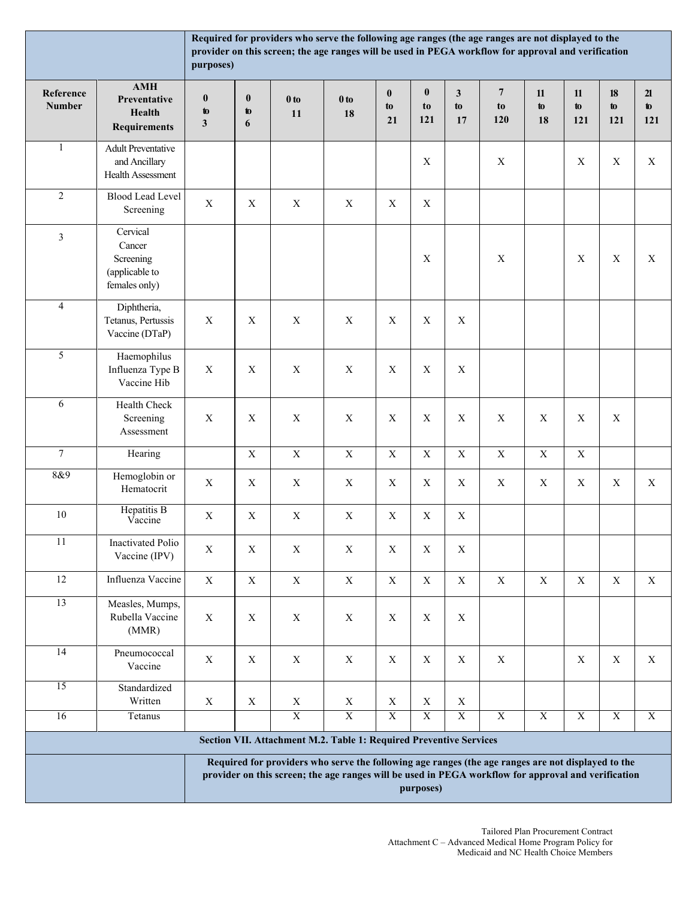| | | Required for providers who serve the following age ranges (the age ranges are not displayed to the provider on this screen; the age ranges will be used in PEGA workflow for approval and verification purposes) | | | | | | | | | | | |
|---|---|---|---|---|---|---|---|---|---|---|---|---|---|
| **Reference Number** | **AMH Preventative Health Requirements** | **0 to 3** | **0 to 6** | **0 to 11** | **0 to 18** | **0 to 21** | **0 to 121** | **3 to 17** | **7 to 120** | **11 to 18** | **11 to 121** | **18 to 121** | **21 to 121** |
| 1 | Adult Preventative and Ancillary Health Assessment | | | | | | X | | X | | X | X | X |
| 2 | Blood Lead Level Screening | X | X | X | X | X | X | | | | | | |
| 3 | Cervical Cancer Screening (applicable to females only) | | | | | | X | | X | | X | X | X |
| 4 | Diphtheria, Tetanus, Pertussis Vaccine (DTaP) | X | X | X | X | X | X | X | | | | | |
| 5 | Haemophilus Influenza Type B Vaccine Hib | X | X | X | X | X | X | X | | | | | |
| 6 | Health Check Screening Assessment | X | X | X | X | X | X | X | X | X | X | X | |
| 7 | Hearing | | X | X | X | X | X | X | X | X | X | | |
| 8&9 | Hemoglobin or Hematocrit | X | X | X | X | X | X | X | X | X | X | X | X |
| 10 | Hepatitis B Vaccine | X | X | X | X | X | X | X | | | | | |
| 11 | Inactivated Polio Vaccine (IPV) | X | X | X | X | X | X | X | | | | | |
| 12 | Influenza Vaccine | X | X | X | X | X | X | X | X | X | X | X | X |
| 13 | Measles, Mumps, Rubella Vaccine (MMR) | X | X | X | X | X | X | X | | | | | |
| 14 | Pneumococcal Vaccine | X | X | X | X | X | X | X | X | | X | X | X |
| 15 | Standardized Written | X | X | X | X | X | X | X | | | | | |
| 16 | Tetanus | | | X | X | X | X | X | X | X | X | X | X |

**Section VII. Attachment M.2. Table 1: Required Preventive Services**

| | Required for providers who serve the following age ranges (the age ranges are not displayed to the provider on this screen; the age ranges will be used in PEGA workflow for approval and verification purposes) |
|---|---|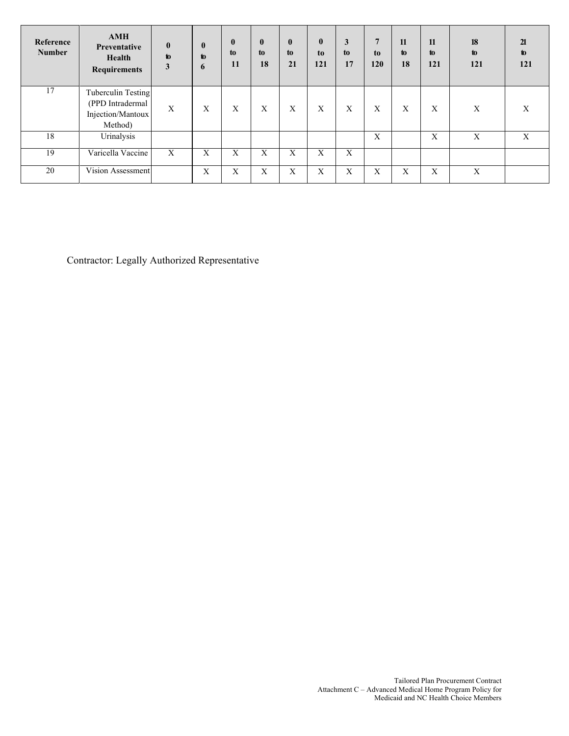| Reference Number | AMH Preventative Health Requirements | 0 to 3 | 0 to 6 | 0 to 11 | 0 to 18 | 0 to 21 | 0 to 121 | 3 to 17 | 7 to 120 | 11 to 18 | 11 to 121 | 18 to 121 | 21 to 121 |
|---|---|---|---|---|---|---|---|---|---|---|---|---|---|
| 17 | Tuberculin Testing (PPD Intradermal Injection/Mantoux Method) | X | X | X | X | X | X | X | X | X | X | X | X |
| 18 | Urinalysis | | | | | | | | X | | X | X | X |
| 19 | Varicella Vaccine | X | X | X | X | X | X | X | | | | | |
| 20 | Vision Assessment | | X | X | X | X | X | X | X | X | X | X | |

Contractor: Legally Authorized Representative